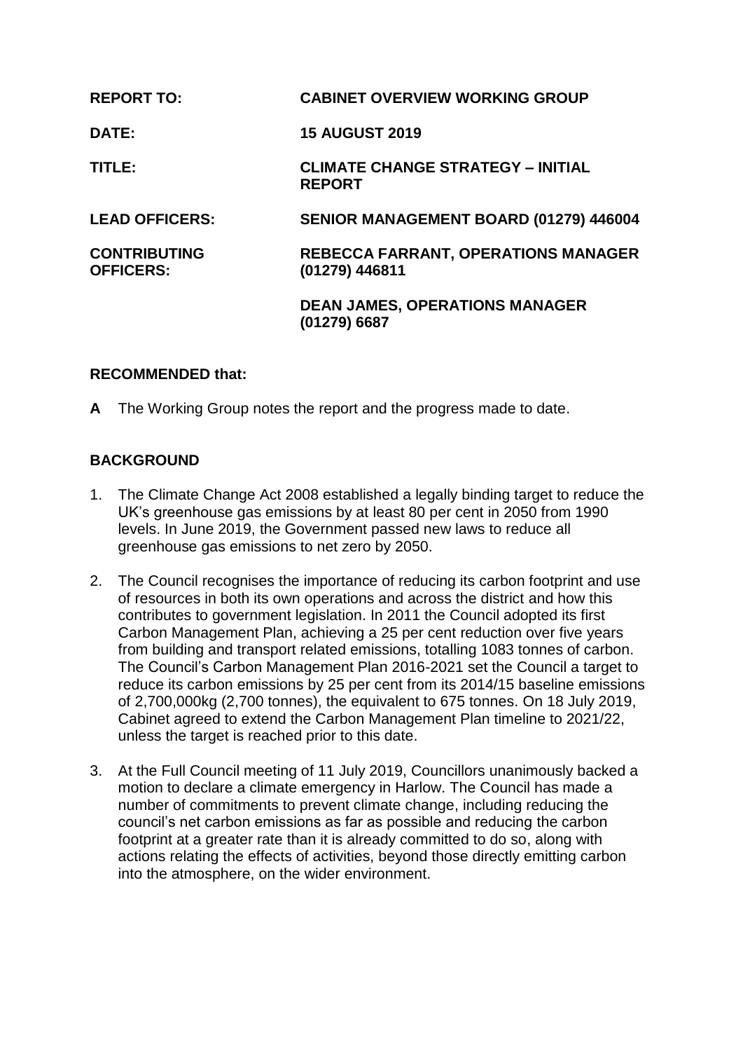| | |
|---|---|
| **REPORT TO:** | **CABINET OVERVIEW WORKING GROUP** |
| **DATE:** | **15 AUGUST 2019** |
| **TITLE:** | **CLIMATE CHANGE STRATEGY – INITIAL REPORT** |
| **LEAD OFFICERS:** | **SENIOR MANAGEMENT BOARD (01279) 446004** |
| **CONTRIBUTING OFFICERS:** | **REBECCA FARRANT, OPERATIONS MANAGER (01279) 446811** |
| | **DEAN JAMES, OPERATIONS MANAGER (01279) 6687** |

**RECOMMENDED that:**

**A** The Working Group notes the report and the progress made to date.

## BACKGROUND

1. The Climate Change Act 2008 established a legally binding target to reduce the UK's greenhouse gas emissions by at least 80 per cent in 2050 from 1990 levels. In June 2019, the Government passed new laws to reduce all greenhouse gas emissions to net zero by 2050.

2. The Council recognises the importance of reducing its carbon footprint and use of resources in both its own operations and across the district and how this contributes to government legislation. In 2011 the Council adopted its first Carbon Management Plan, achieving a 25 per cent reduction over five years from building and transport related emissions, totalling 1083 tonnes of carbon. The Council's Carbon Management Plan 2016-2021 set the Council a target to reduce its carbon emissions by 25 per cent from its 2014/15 baseline emissions of 2,700,000kg (2,700 tonnes), the equivalent to 675 tonnes. On 18 July 2019, Cabinet agreed to extend the Carbon Management Plan timeline to 2021/22, unless the target is reached prior to this date.

3. At the Full Council meeting of 11 July 2019, Councillors unanimously backed a motion to declare a climate emergency in Harlow. The Council has made a number of commitments to prevent climate change, including reducing the council's net carbon emissions as far as possible and reducing the carbon footprint at a greater rate than it is already committed to do so, along with actions relating the effects of activities, beyond those directly emitting carbon into the atmosphere, on the wider environment.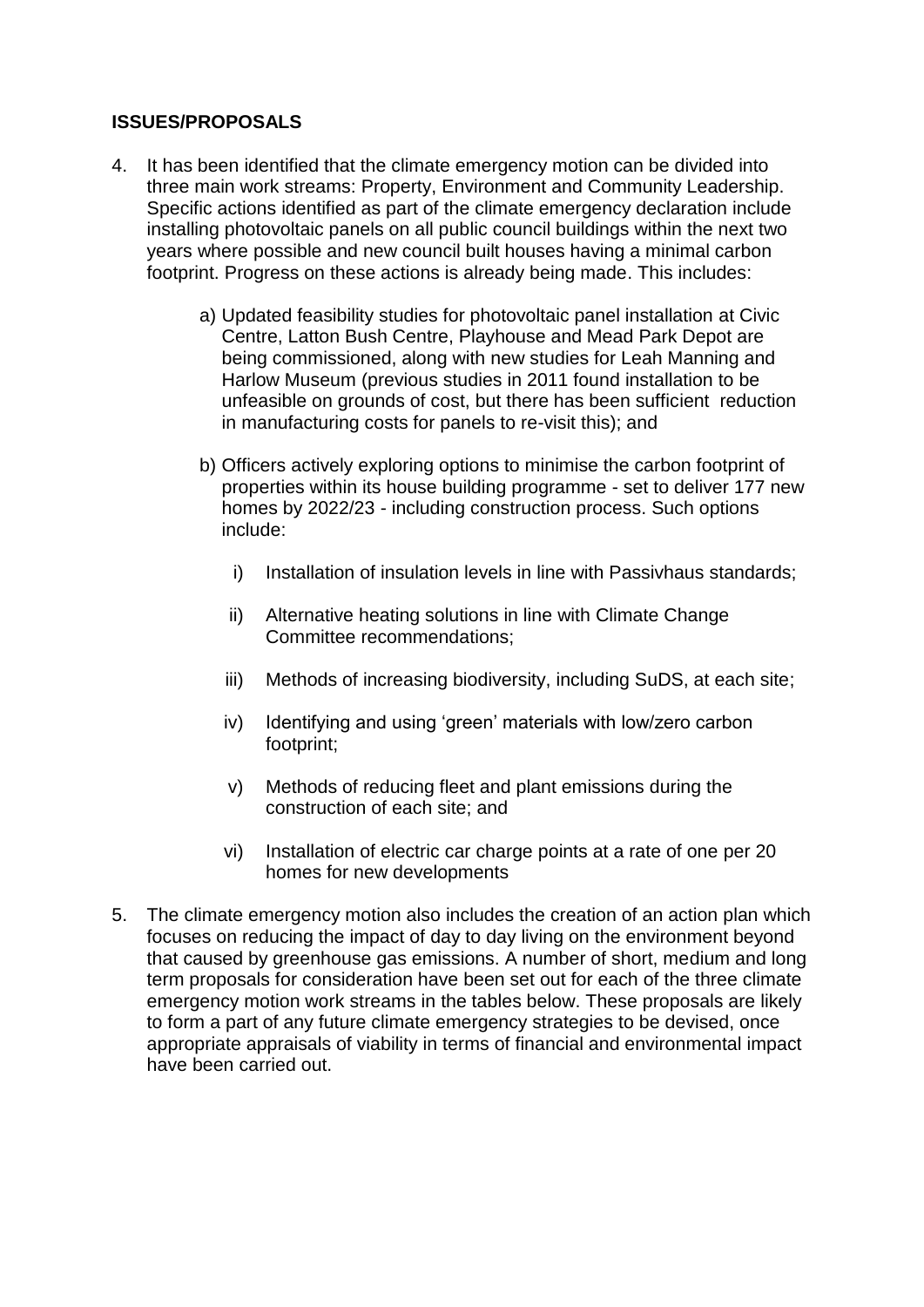**ISSUES/PROPOSALS**

4. It has been identified that the climate emergency motion can be divided into three main work streams: Property, Environment and Community Leadership. Specific actions identified as part of the climate emergency declaration include installing photovoltaic panels on all public council buildings within the next two years where possible and new council built houses having a minimal carbon footprint. Progress on these actions is already being made. This includes:

    a) Updated feasibility studies for photovoltaic panel installation at Civic Centre, Latton Bush Centre, Playhouse and Mead Park Depot are being commissioned, along with new studies for Leah Manning and Harlow Museum (previous studies in 2011 found installation to be unfeasible on grounds of cost, but there has been sufficient reduction in manufacturing costs for panels to re-visit this); and

    b) Officers actively exploring options to minimise the carbon footprint of properties within its house building programme - set to deliver 177 new homes by 2022/23 - including construction process. Such options include:

        i) Installation of insulation levels in line with Passivhaus standards;

        ii) Alternative heating solutions in line with Climate Change Committee recommendations;

        iii) Methods of increasing biodiversity, including SuDS, at each site;

        iv) Identifying and using 'green' materials with low/zero carbon footprint;

        v) Methods of reducing fleet and plant emissions during the construction of each site; and

        vi) Installation of electric car charge points at a rate of one per 20 homes for new developments

5. The climate emergency motion also includes the creation of an action plan which focuses on reducing the impact of day to day living on the environment beyond that caused by greenhouse gas emissions. A number of short, medium and long term proposals for consideration have been set out for each of the three climate emergency motion work streams in the tables below. These proposals are likely to form a part of any future climate emergency strategies to be devised, once appropriate appraisals of viability in terms of financial and environmental impact have been carried out.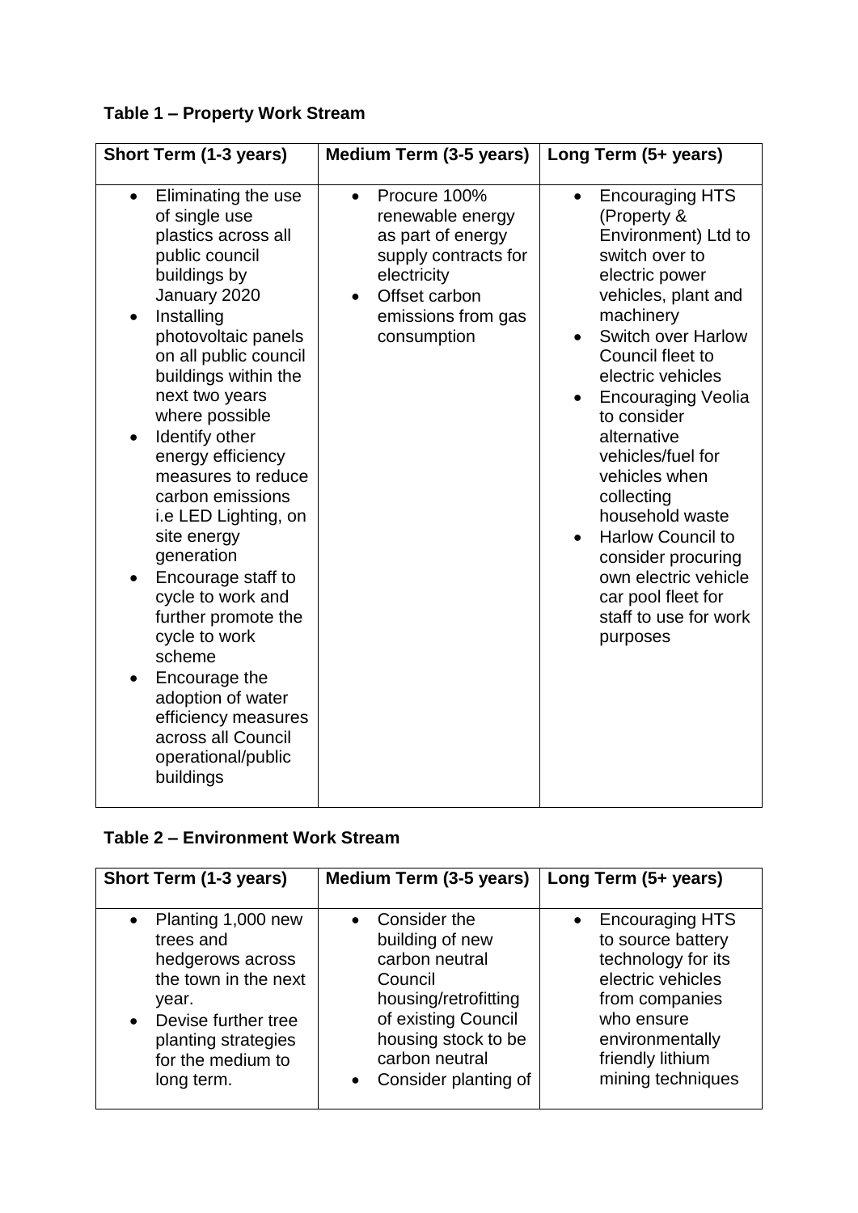**Table 1 – Property Work Stream**

| Short Term (1-3 years) | Medium Term (3-5 years) | Long Term (5+ years) |
|---|---|---|
| • Eliminating the use of single use plastics across all public council buildings by January 2020<br>• Installing photovoltaic panels on all public council buildings within the next two years where possible<br>• Identify other energy efficiency measures to reduce carbon emissions i.e LED Lighting, on site energy generation<br>• Encourage staff to cycle to work and further promote the cycle to work scheme<br>• Encourage the adoption of water efficiency measures across all Council operational/public buildings | • Procure 100% renewable energy as part of energy supply contracts for electricity<br>• Offset carbon emissions from gas consumption | • Encouraging HTS (Property & Environment) Ltd to switch over to electric power vehicles, plant and machinery<br>• Switch over Harlow Council fleet to electric vehicles<br>• Encouraging Veolia to consider alternative vehicles/fuel for vehicles when collecting household waste<br>• Harlow Council to consider procuring own electric vehicle car pool fleet for staff to use for work purposes |

**Table 2 – Environment Work Stream**

| Short Term (1-3 years) | Medium Term (3-5 years) | Long Term (5+ years) |
|---|---|---|
| • Planting 1,000 new trees and hedgerows across the town in the next year.<br>• Devise further tree planting strategies for the medium to long term. | • Consider the building of new carbon neutral Council housing/retrofitting of existing Council housing stock to be carbon neutral<br>• Consider planting of | • Encouraging HTS to source battery technology for its electric vehicles from companies who ensure environmentally friendly lithium mining techniques |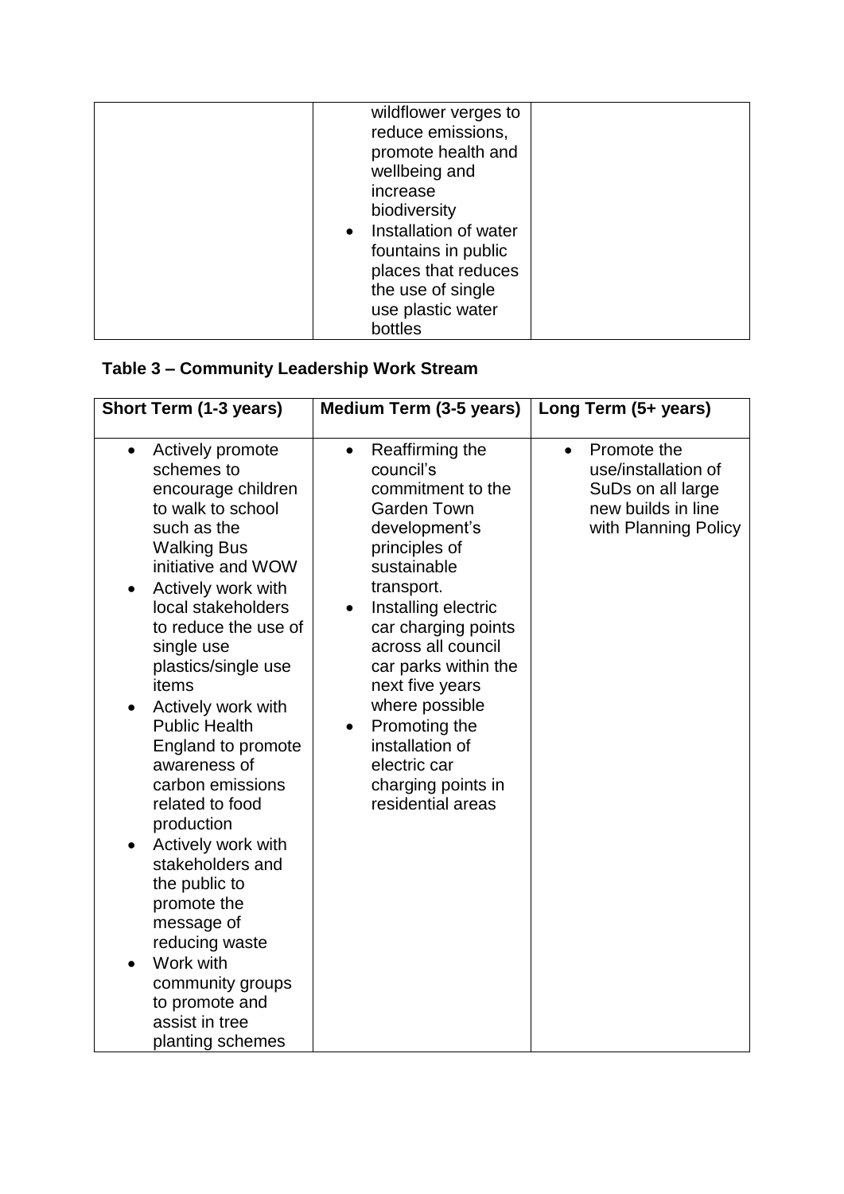| | | |
|---|---|---|
| | wildflower verges to reduce emissions, promote health and wellbeing and increase biodiversity<br>• Installation of water fountains in public places that reduces the use of single use plastic water bottles | |

**Table 3 – Community Leadership Work Stream**

| Short Term (1-3 years) | Medium Term (3-5 years) | Long Term (5+ years) |
|---|---|---|
| • Actively promote schemes to encourage children to walk to school such as the Walking Bus initiative and WOW<br>• Actively work with local stakeholders to reduce the use of single use plastics/single use items<br>• Actively work with Public Health England to promote awareness of carbon emissions related to food production<br>• Actively work with stakeholders and the public to promote the message of reducing waste<br>• Work with community groups to promote and assist in tree planting schemes | • Reaffirming the council's commitment to the Garden Town development's principles of sustainable transport.<br>• Installing electric car charging points across all council car parks within the next five years where possible<br>• Promoting the installation of electric car charging points in residential areas | • Promote the use/installation of SuDs on all large new builds in line with Planning Policy |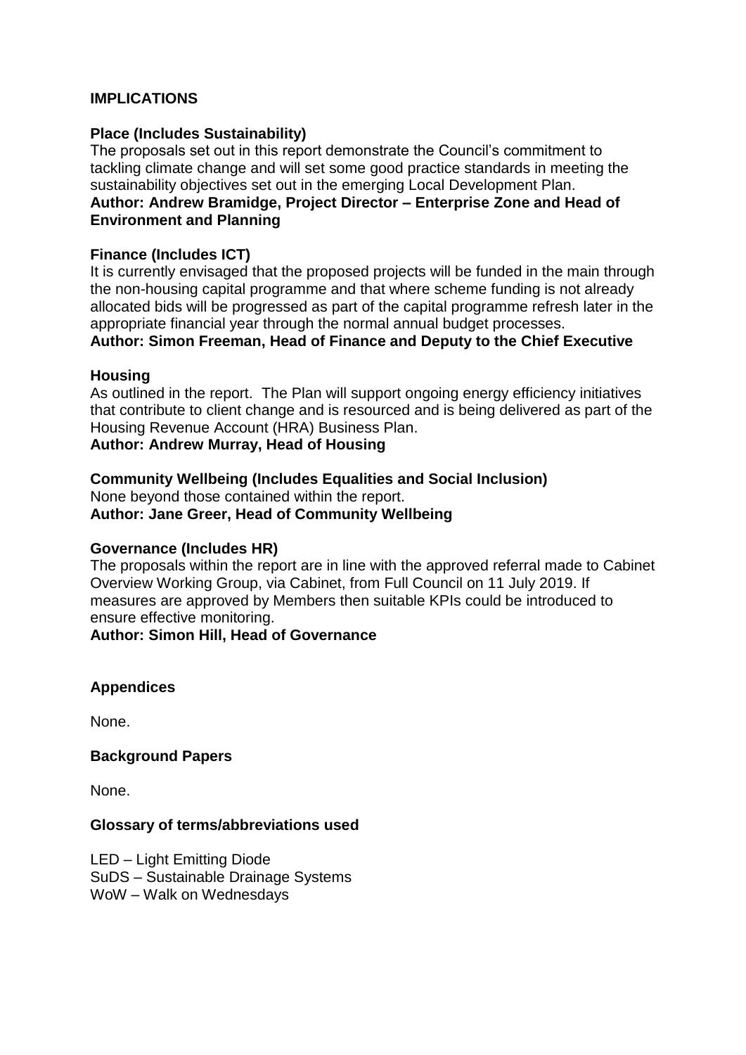## IMPLICATIONS

### Place (Includes Sustainability)

The proposals set out in this report demonstrate the Council's commitment to tackling climate change and will set some good practice standards in meeting the sustainability objectives set out in the emerging Local Development Plan.

**Author: Andrew Bramidge, Project Director – Enterprise Zone and Head of Environment and Planning**

### Finance (Includes ICT)

It is currently envisaged that the proposed projects will be funded in the main through the non-housing capital programme and that where scheme funding is not already allocated bids will be progressed as part of the capital programme refresh later in the appropriate financial year through the normal annual budget processes.

**Author: Simon Freeman, Head of Finance and Deputy to the Chief Executive**

### Housing

As outlined in the report. The Plan will support ongoing energy efficiency initiatives that contribute to client change and is resourced and is being delivered as part of the Housing Revenue Account (HRA) Business Plan.

**Author: Andrew Murray, Head of Housing**

### Community Wellbeing (Includes Equalities and Social Inclusion)

None beyond those contained within the report.

**Author: Jane Greer, Head of Community Wellbeing**

### Governance (Includes HR)

The proposals within the report are in line with the approved referral made to Cabinet Overview Working Group, via Cabinet, from Full Council on 11 July 2019. If measures are approved by Members then suitable KPIs could be introduced to ensure effective monitoring.

**Author: Simon Hill, Head of Governance**

### Appendices

None.

### Background Papers

None.

### Glossary of terms/abbreviations used

LED – Light Emitting Diode
SuDS – Sustainable Drainage Systems
WoW – Walk on Wednesdays